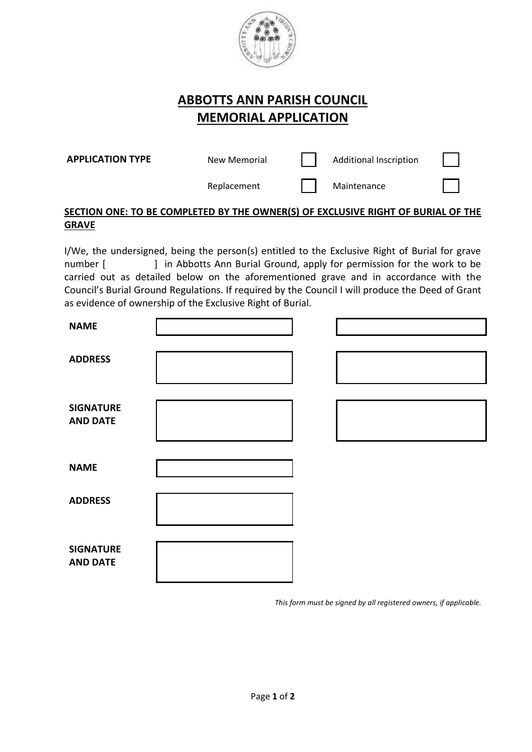# ABBOTTS ANN PARISH COUNCIL
# MEMORIAL APPLICATION

**APPLICATION TYPE**

| | | | |
|---|---|---|---|
| New Memorial | ☐ | Additional Inscription | ☐ |
| Replacement | ☐ | Maintenance | ☐ |

**SECTION ONE: TO BE COMPLETED BY THE OWNER(S) OF EXCLUSIVE RIGHT OF BURIAL OF THE GRAVE**

I/We, the undersigned, being the person(s) entitled to the Exclusive Right of Burial for grave number [ ] in Abbotts Ann Burial Ground, apply for permission for the work to be carried out as detailed below on the aforementioned grave and in accordance with the Council's Burial Ground Regulations. If required by the Council I will produce the Deed of Grant as evidence of ownership of the Exclusive Right of Burial.

| | | |
|---|---|---|
| **NAME** | | |
| **ADDRESS** | | |
| **SIGNATURE AND DATE** | | |

| | |
|---|---|
| **NAME** | |
| **ADDRESS** | |
| **SIGNATURE AND DATE** | |

*This form must be signed by all registered owners, if applicable.*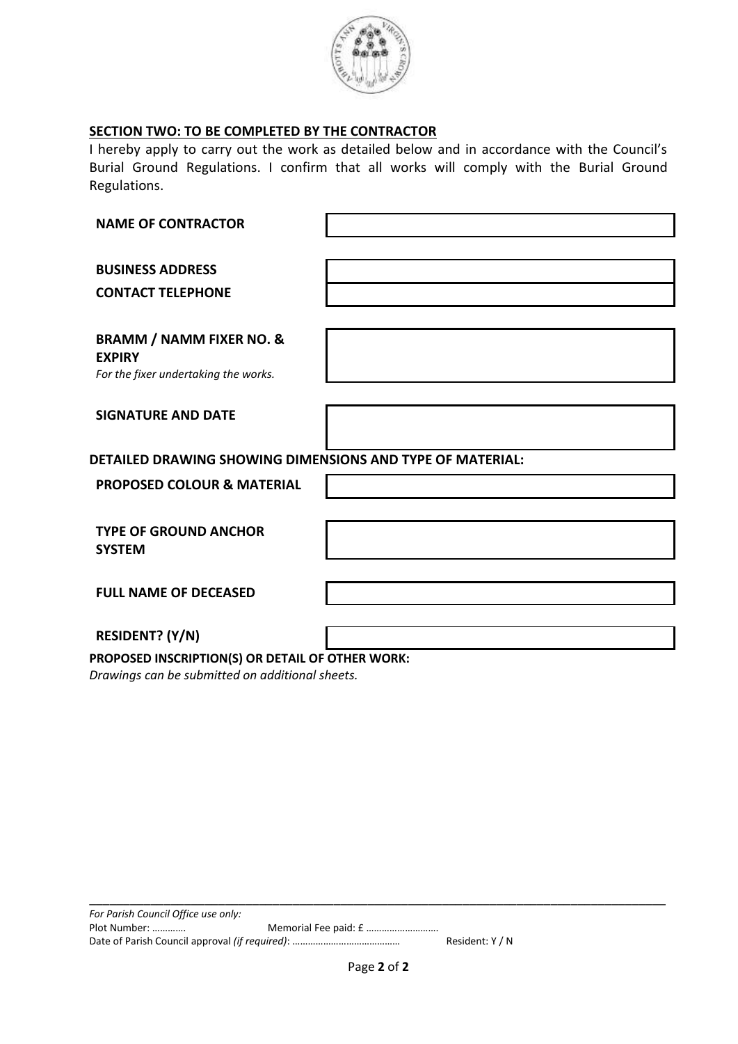## SECTION TWO: TO BE COMPLETED BY THE CONTRACTOR

I hereby apply to carry out the work as detailed below and in accordance with the Council's Burial Ground Regulations. I confirm that all works will comply with the Burial Ground Regulations.

| | |
|---|---|
| **NAME OF CONTRACTOR** | |
| **BUSINESS ADDRESS** | |
| **CONTACT TELEPHONE** | |
| **BRAMM / NAMM FIXER NO. & EXPIRY** *For the fixer undertaking the works.* | |
| **SIGNATURE AND DATE** | |

**DETAILED DRAWING SHOWING DIMENSIONS AND TYPE OF MATERIAL:**

| | |
|---|---|
| **PROPOSED COLOUR & MATERIAL** | |
| **TYPE OF GROUND ANCHOR SYSTEM** | |
| **FULL NAME OF DECEASED** | |
| **RESIDENT? (Y/N)** | |

**PROPOSED INSCRIPTION(S) OR DETAIL OF OTHER WORK:**

*Drawings can be submitted on additional sheets.*

---

*For Parish Council Office use only:*

Plot Number: …………  Memorial Fee paid: £ ………………………

Date of Parish Council approval *(if required)*: ……………………………………  Resident: Y / N